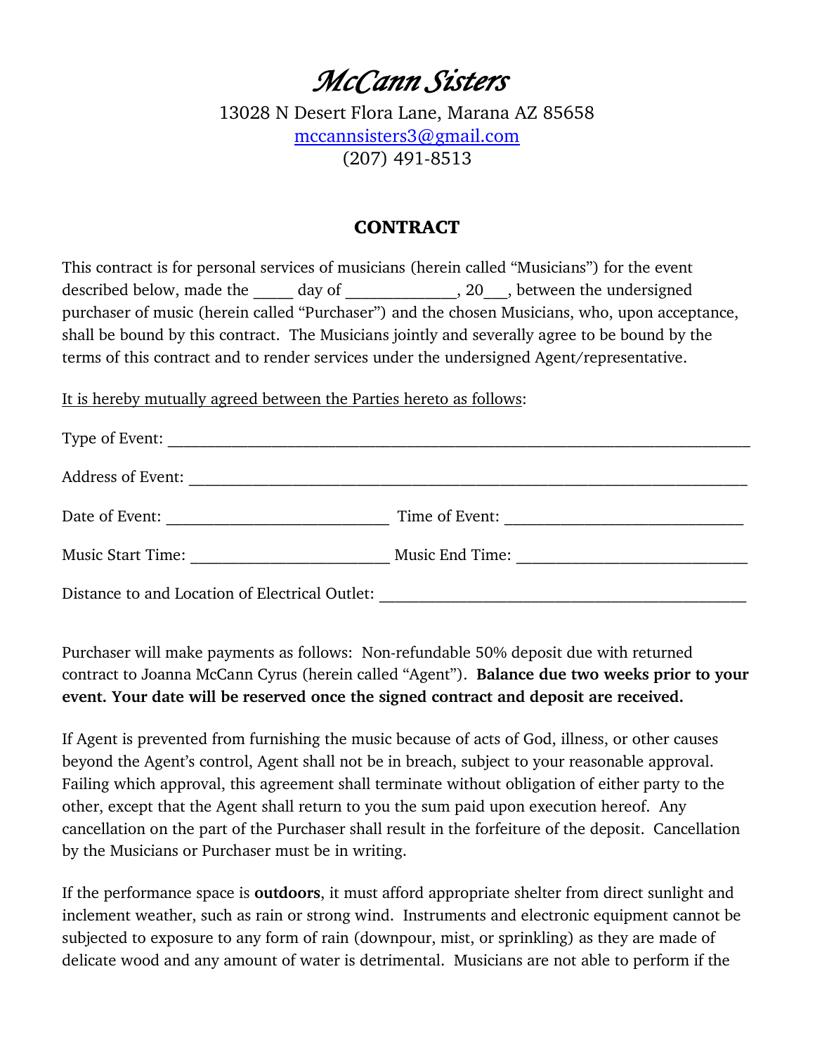# *McCann Sisters*

13028 N Desert Flora Lane, Marana AZ 85658
mccannsisters3@gmail.com
(207) 491-8513

## CONTRACT

This contract is for personal services of musicians (herein called "Musicians") for the event described below, made the _____ day of _____________, 20___, between the undersigned purchaser of music (herein called "Purchaser") and the chosen Musicians, who, upon acceptance, shall be bound by this contract. The Musicians jointly and severally agree to be bound by the terms of this contract and to render services under the undersigned Agent/representative.

<u>It is hereby mutually agreed between the Parties hereto as follows</u>:

Type of Event: ___________________________________________________________________________

Address of Event: ________________________________________________________________________

Date of Event: ___________________________ Time of Event: ____________________________

Music Start Time: ________________________ Music End Time: ___________________________

Distance to and Location of Electrical Outlet: ______________________________________________

Purchaser will make payments as follows: Non-refundable 50% deposit due with returned contract to Joanna McCann Cyrus (herein called "Agent"). **Balance due two weeks prior to your event. Your date will be reserved once the signed contract and deposit are received.**

If Agent is prevented from furnishing the music because of acts of God, illness, or other causes beyond the Agent's control, Agent shall not be in breach, subject to your reasonable approval. Failing which approval, this agreement shall terminate without obligation of either party to the other, except that the Agent shall return to you the sum paid upon execution hereof. Any cancellation on the part of the Purchaser shall result in the forfeiture of the deposit. Cancellation by the Musicians or Purchaser must be in writing.

If the performance space is **outdoors**, it must afford appropriate shelter from direct sunlight and inclement weather, such as rain or strong wind. Instruments and electronic equipment cannot be subjected to exposure to any form of rain (downpour, mist, or sprinkling) as they are made of delicate wood and any amount of water is detrimental. Musicians are not able to perform if the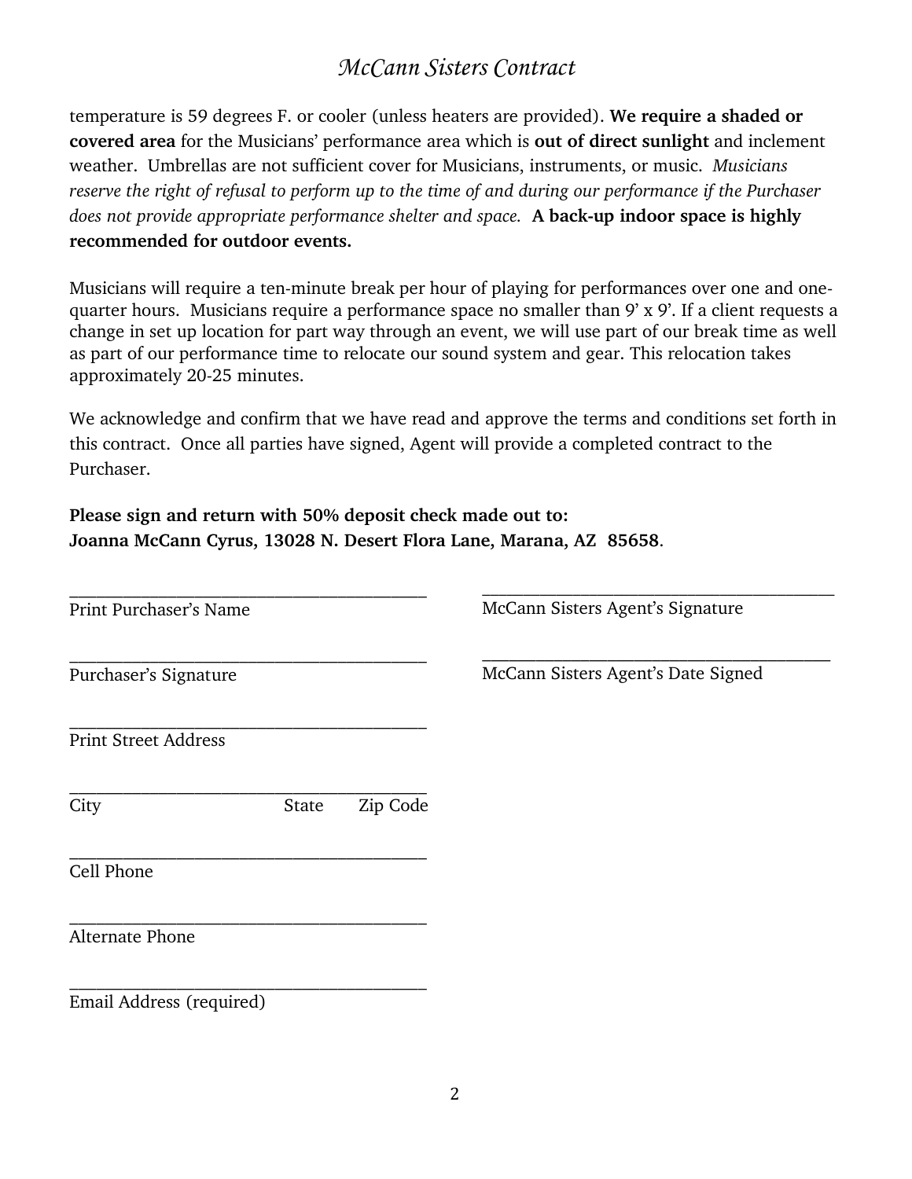temperature is 59 degrees F. or cooler (unless heaters are provided). **We require a shaded or covered area** for the Musicians' performance area which is **out of direct sunlight** and inclement weather. Umbrellas are not sufficient cover for Musicians, instruments, or music. *Musicians reserve the right of refusal to perform up to the time of and during our performance if the Purchaser does not provide appropriate performance shelter and space.* **A back-up indoor space is highly recommended for outdoor events.**

Musicians will require a ten-minute break per hour of playing for performances over one and one-quarter hours. Musicians require a performance space no smaller than 9' x 9'. If a client requests a change in set up location for part way through an event, we will use part of our break time as well as part of our performance time to relocate our sound system and gear. This relocation takes approximately 20-25 minutes.

We acknowledge and confirm that we have read and approve the terms and conditions set forth in this contract. Once all parties have signed, Agent will provide a completed contract to the Purchaser.

**Please sign and return with 50% deposit check made out to:**
**Joanna McCann Cyrus, 13028 N. Desert Flora Lane, Marana, AZ 85658**.

___________________________________________
Print Purchaser's Name

___________________________________________
Purchaser's Signature

___________________________________________
Print Street Address

___________________________________________
City State Zip Code

___________________________________________
Cell Phone

___________________________________________
Alternate Phone

___________________________________________
Email Address (required)

___________________________________________
McCann Sisters Agent's Signature

___________________________________________
McCann Sisters Agent's Date Signed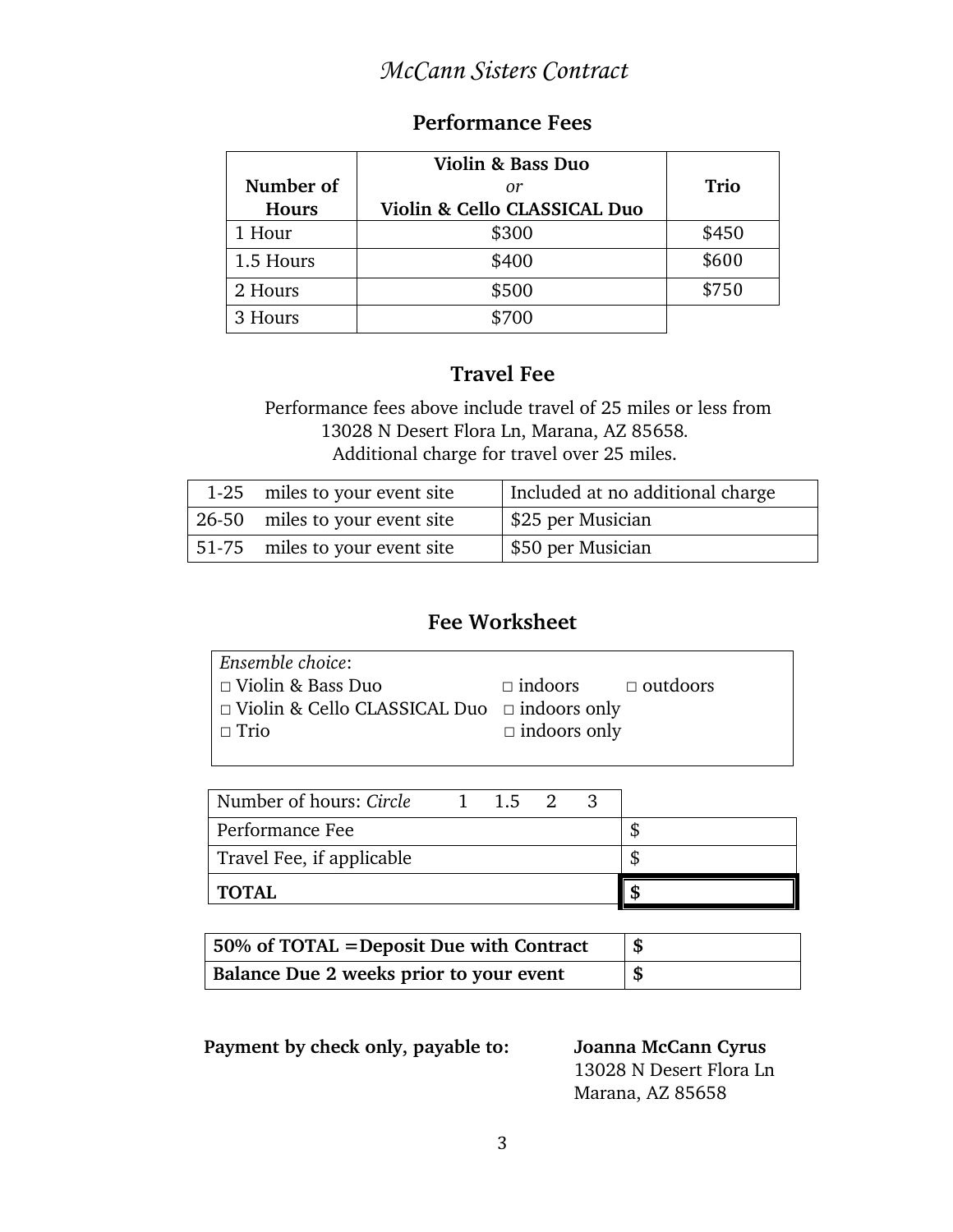# *McCann Sisters Contract*

## Performance Fees

| Number of Hours | Violin & Bass Duo *or* Violin & Cello CLASSICAL Duo | Trio |
|---|---|---|
| 1 Hour | $300 | $450 |
| 1.5 Hours | $400 | $600 |
| 2 Hours | $500 | $750 |
| 3 Hours | $700 | |

## Travel Fee

Performance fees above include travel of 25 miles or less from 13028 N Desert Flora Ln, Marana, AZ 85658.
Additional charge for travel over 25 miles.

| | |
|---|---|
| 1-25 miles to your event site | Included at no additional charge |
| 26-50 miles to your event site | $25 per Musician |
| 51-75 miles to your event site | $50 per Musician |

## Fee Worksheet

*Ensemble choice*:
□ Violin & Bass Duo □ indoors □ outdoors
□ Violin & Cello CLASSICAL Duo □ indoors only
□ Trio □ indoors only

| Number of hours: *Circle* 1 1.5 2 3 | |
|---|---|
| Performance Fee | $ |
| Travel Fee, if applicable | $ |
| **TOTAL** | **$** |

| | |
|---|---|
| **50% of TOTAL =Deposit Due with Contract** | **$** |
| **Balance Due 2 weeks prior to your event** | **$** |

**Payment by check only, payable to:** **Joanna McCann Cyrus**
13028 N Desert Flora Ln
Marana, AZ 85658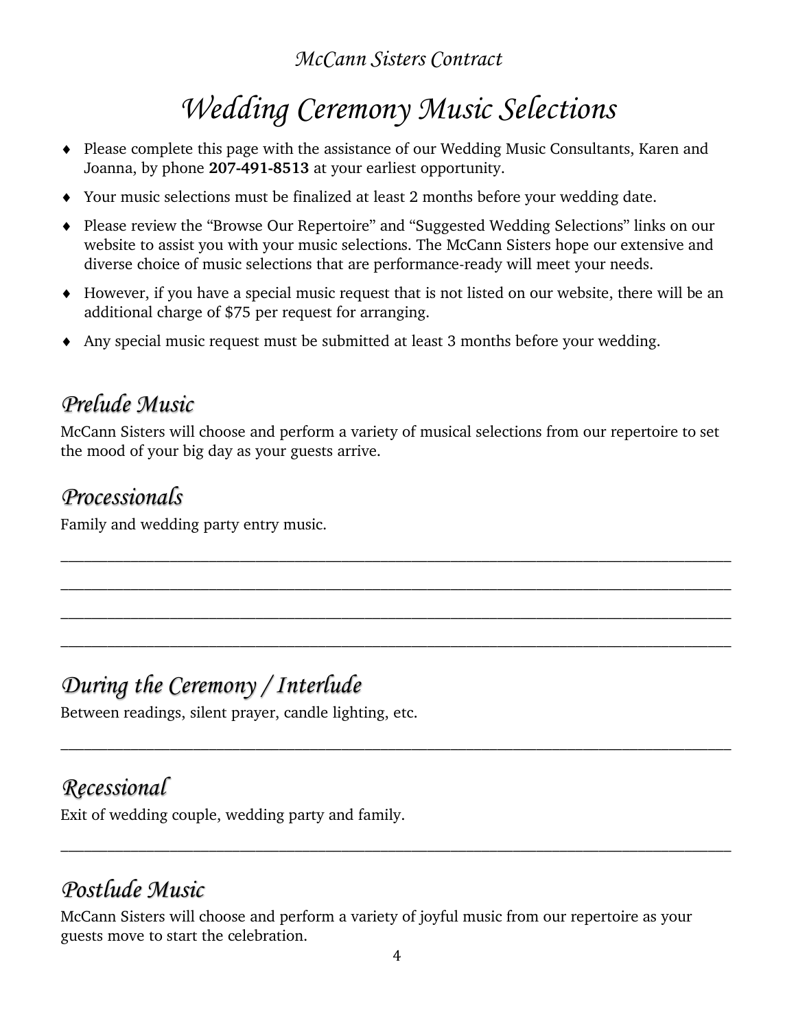*McCann Sisters Contract*

# *Wedding Ceremony Music Selections*

- Please complete this page with the assistance of our Wedding Music Consultants, Karen and Joanna, by phone **207-491-8513** at your earliest opportunity.
- Your music selections must be finalized at least 2 months before your wedding date.
- Please review the "Browse Our Repertoire" and "Suggested Wedding Selections" links on our website to assist you with your music selections. The McCann Sisters hope our extensive and diverse choice of music selections that are performance-ready will meet your needs.
- However, if you have a special music request that is not listed on our website, there will be an additional charge of $75 per request for arranging.
- Any special music request must be submitted at least 3 months before your wedding.

## *Prelude Music*

McCann Sisters will choose and perform a variety of musical selections from our repertoire to set the mood of your big day as your guests arrive.

## *Processionals*

Family and wedding party entry music.

______________________________________________________________________________

______________________________________________________________________________

______________________________________________________________________________

______________________________________________________________________________

## *During the Ceremony / Interlude*

Between readings, silent prayer, candle lighting, etc.

______________________________________________________________________________

## *Recessional*

Exit of wedding couple, wedding party and family.

______________________________________________________________________________

## *Postlude Music*

McCann Sisters will choose and perform a variety of joyful music from our repertoire as your guests move to start the celebration.